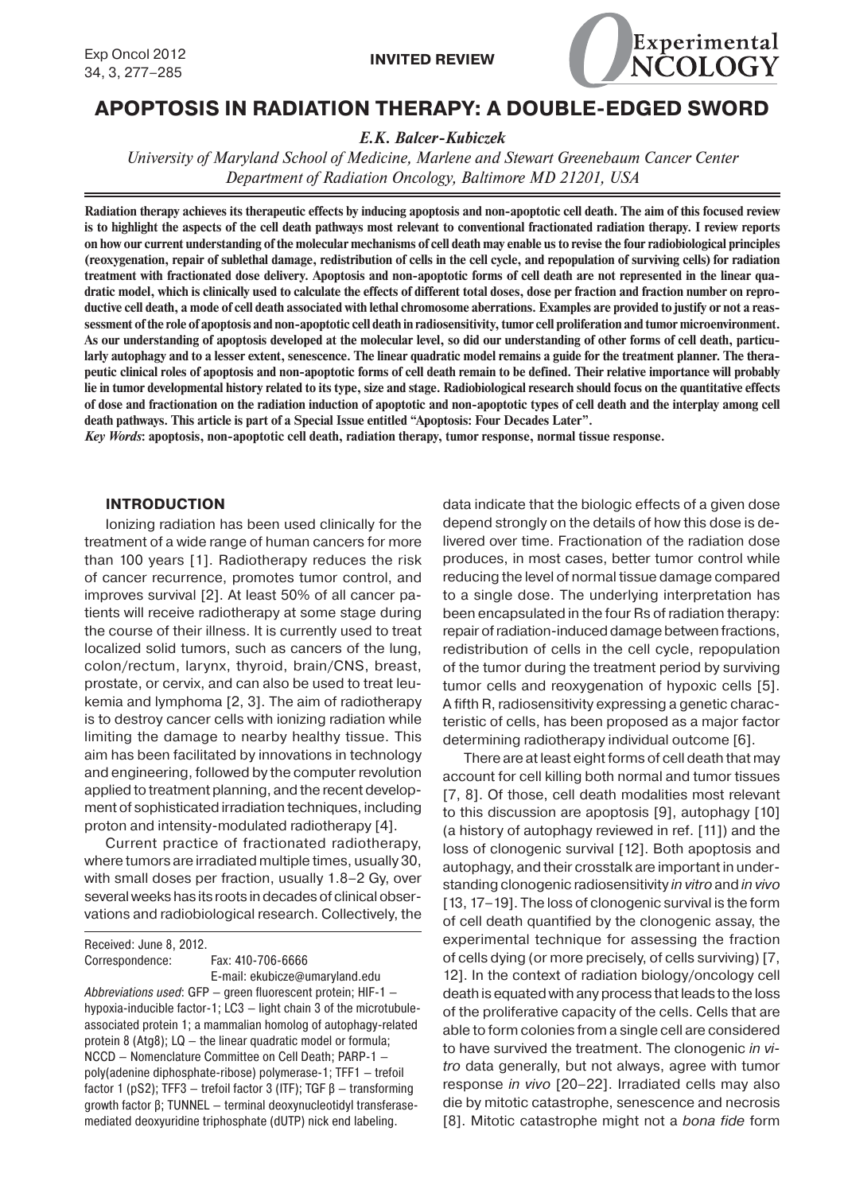INVITED REVIEW

# APOPTOSIS IN RADIATION THERAPY: A DOUBLE-EDGED SWORD

*E.K. Balcer-Kubiczek*

*University of Maryland School of Medicine, Marlene and Stewart Greenebaum Cancer Center Department of Radiation Oncology, Baltimore MD 21201, USA*

**Radiation therapy achieves its therapeutic effects by inducing apoptosis and non-apoptotic cell death. The aim of this focused review is to highlight the aspects of the cell death pathways most relevant to conventional fractionated radiation therapy. I review reports on how our current understanding of the molecular mechanisms of cell death may enable us to revise the four radiobiological principles (reoxygenation, repair of sublethal damage, redistribution of cells in the cell cycle, and repopulation of surviving cells) for radiation treatment with fractionated dose delivery. Apoptosis and non-apoptotic forms of cell death are not represented in the linear quadratic model, which is clinically used to calculate the effects of different total doses, dose per fraction and fraction number on reproductive cell death, a mode of cell death associated with lethal chromosome aberrations. Examples are provided to justify or not a reassessment of the role of apoptosis and non-apoptotic cell death in radiosensitivity, tumor cell proliferation and tumor microenvironment. As our understanding of apoptosis developed at the molecular level, so did our understanding of other forms of cell death, particularly autophagy and to a lesser extent, senescence. The linear quadratic model remains a guide for the treatment planner. The therapeutic clinical roles of apoptosis and non-apoptotic forms of cell death remain to be defined. Their relative importance will probably lie in tumor developmental history related to its type, size and stage. Radiobiological research should focus on the quantitative effects of dose and fractionation on the radiation induction of apoptotic and non-apoptotic types of cell death and the interplay among cell death pathways. This article is part of a Special Issue entitled "Apoptosis: Four Decades Later".**

***Key Words*: apoptosis, non-apoptotic cell death, radiation therapy, tumor response, normal tissue response.**

## INTRODUCTION

Ionizing radiation has been used clinically for the treatment of a wide range of human cancers for more than 100 years [1]. Radiotherapy reduces the risk of cancer recurrence, promotes tumor control, and improves survival [2]. At least 50% of all cancer patients will receive radiotherapy at some stage during the course of their illness. It is currently used to treat localized solid tumors, such as cancers of the lung, colon/rectum, larynx, thyroid, brain/CNS, breast, prostate, or cervix, and can also be used to treat leukemia and lymphoma [2, 3]. The aim of radiotherapy is to destroy cancer cells with ionizing radiation while limiting the damage to nearby healthy tissue. This aim has been facilitated by innovations in technology and engineering, followed by the computer revolution applied to treatment planning, and the recent development of sophisticated irradiation techniques, including proton and intensity-modulated radiotherapy [4].

Current practice of fractionated radiotherapy, where tumors are irradiated multiple times, usually 30, with small doses per fraction, usually 1.8–2 Gy, over several weeks has its roots in decades of clinical observations and radiobiological research. Collectively, the data indicate that the biologic effects of a given dose depend strongly on the details of how this dose is delivered over time. Fractionation of the radiation dose produces, in most cases, better tumor control while reducing the level of normal tissue damage compared to a single dose. The underlying interpretation has been encapsulated in the four Rs of radiation therapy: repair of radiation-induced damage between fractions, redistribution of cells in the cell cycle, repopulation of the tumor during the treatment period by surviving tumor cells and reoxygenation of hypoxic cells [5]. A fifth R, radiosensitivity expressing a genetic characteristic of cells, has been proposed as a major factor determining radiotherapy individual outcome [6].

There are at least eight forms of cell death that may account for cell killing both normal and tumor tissues [7, 8]. Of those, cell death modalities most relevant to this discussion are apoptosis [9], autophagy [10] (a history of autophagy reviewed in ref. [11]) and the loss of clonogenic survival [12]. Both apoptosis and autophagy, and their crosstalk are important in understanding clonogenic radiosensitivity *in vitro* and *in vivo* [13, 17–19]. The loss of clonogenic survival is the form of cell death quantified by the clonogenic assay, the experimental technique for assessing the fraction of cells dying (or more precisely, of cells surviving) [7, 12]. In the context of radiation biology/oncology cell death is equated with any process that leads to the loss of the proliferative capacity of the cells. Cells that are able to form colonies from a single cell are considered to have survived the treatment. The clonogenic *in vitro* data generally, but not always, agree with tumor response *in vivo* [20–22]. Irradiated cells may also die by mitotic catastrophe, senescence and necrosis [8]. Mitotic catastrophe might not a *bona fide* form

Received: June 8, 2012.
Correspondence: Fax: 410-706-6666
E-mail: ekubicze@umaryland.edu

*Abbreviations used*: GFP – green fluorescent protein; HIF-1 – hypoxia-inducible factor-1; LC3 – light chain 3 of the microtubule-associated protein 1; a mammalian homolog of autophagy-related protein 8 (Atg8); LQ – the linear quadratic model or formula; NCCD – Nomenclature Committee on Cell Death; PARP-1 – poly(adenine diphosphate-ribose) polymerase-1; TFF1 – trefoil factor 1 (pS2); TFF3 – trefoil factor 3 (ITF); TGF β – transforming growth factor β; TUNNEL – terminal deoxynucleotidyl transferase-mediated deoxyuridine triphosphate (dUTP) nick end labeling.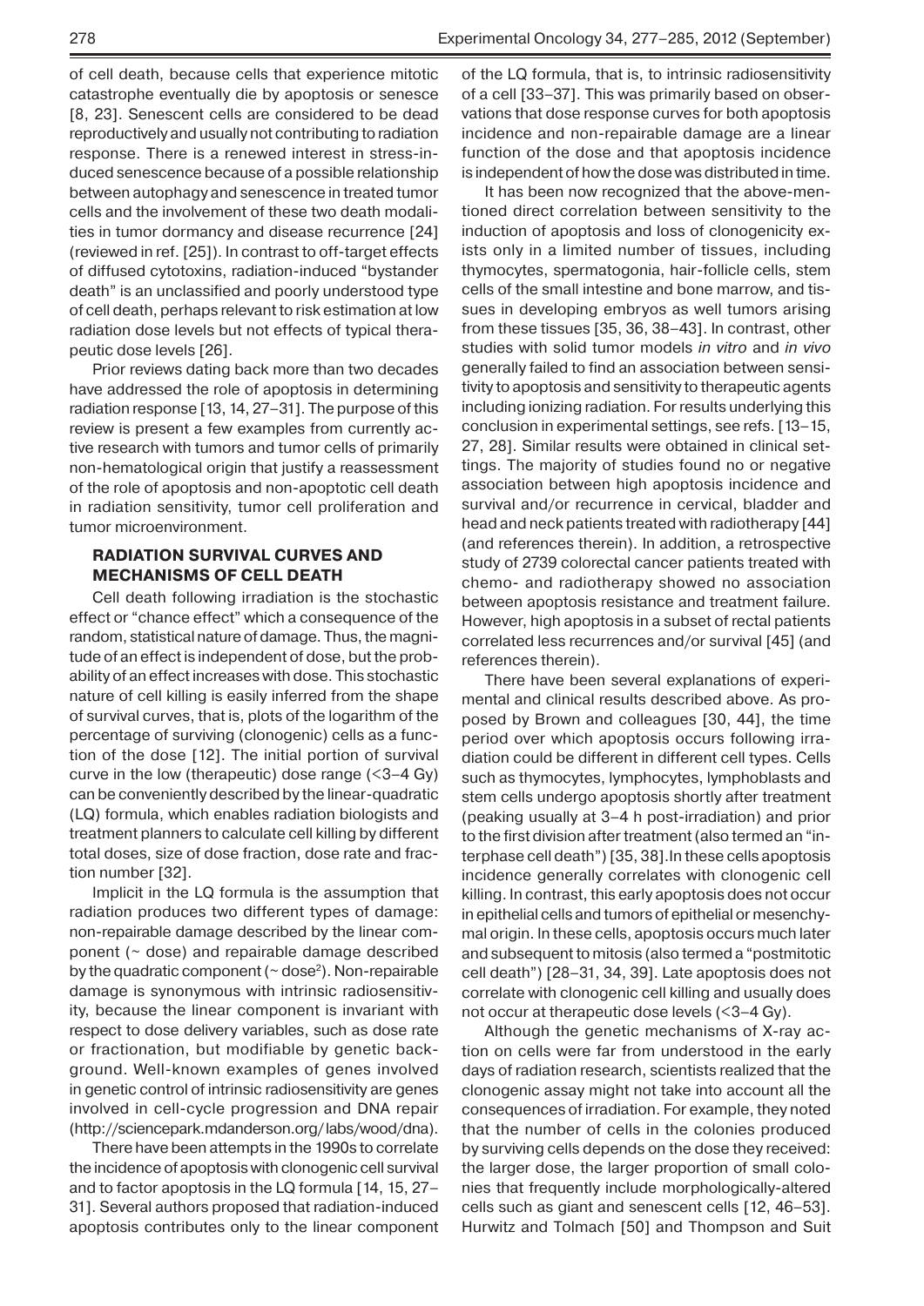of cell death, because cells that experience mitotic catastrophe eventually die by apoptosis or senesce [8, 23]. Senescent cells are considered to be dead reproductively and usually not contributing to radiation response. There is a renewed interest in stress-induced senescence because of a possible relationship between autophagy and senescence in treated tumor cells and the involvement of these two death modalities in tumor dormancy and disease recurrence [24] (reviewed in ref. [25]). In contrast to off-target effects of diffused cytotoxins, radiation-induced "bystander death" is an unclassified and poorly understood type of cell death, perhaps relevant to risk estimation at low radiation dose levels but not effects of typical therapeutic dose levels [26].

Prior reviews dating back more than two decades have addressed the role of apoptosis in determining radiation response [13, 14, 27–31]. The purpose of this review is present a few examples from currently active research with tumors and tumor cells of primarily non-hematological origin that justify a reassessment of the role of apoptosis and non-apoptotic cell death in radiation sensitivity, tumor cell proliferation and tumor microenvironment.

## RADIATION SURVIVAL CURVES AND MECHANISMS OF CELL DEATH

Cell death following irradiation is the stochastic effect or "chance effect" which a consequence of the random, statistical nature of damage. Thus, the magnitude of an effect is independent of dose, but the probability of an effect increases with dose. This stochastic nature of cell killing is easily inferred from the shape of survival curves, that is, plots of the logarithm of the percentage of surviving (clonogenic) cells as a function of the dose [12]. The initial portion of survival curve in the low (therapeutic) dose range (<3–4 Gy) can be conveniently described by the linear-quadratic (LQ) formula, which enables radiation biologists and treatment planners to calculate cell killing by different total doses, size of dose fraction, dose rate and fraction number [32].

Implicit in the LQ formula is the assumption that radiation produces two different types of damage: non-repairable damage described by the linear component (~ dose) and repairable damage described by the quadratic component (~ dose$^2$). Non-repairable damage is synonymous with intrinsic radiosensitivity, because the linear component is invariant with respect to dose delivery variables, such as dose rate or fractionation, but modifiable by genetic background. Well-known examples of genes involved in genetic control of intrinsic radiosensitivity are genes involved in cell-cycle progression and DNA repair (http://sciencepark.mdanderson.org/labs/wood/dna).

There have been attempts in the 1990s to correlate the incidence of apoptosis with clonogenic cell survival and to factor apoptosis in the LQ formula [14, 15, 27–31]. Several authors proposed that radiation-induced apoptosis contributes only to the linear component of the LQ formula, that is, to intrinsic radiosensitivity of a cell [33–37]. This was primarily based on observations that dose response curves for both apoptosis incidence and non-repairable damage are a linear function of the dose and that apoptosis incidence is independent of how the dose was distributed in time.

It has been now recognized that the above-mentioned direct correlation between sensitivity to the induction of apoptosis and loss of clonogenicity exists only in a limited number of tissues, including thymocytes, spermatogonia, hair-follicle cells, stem cells of the small intestine and bone marrow, and tissues in developing embryos as well tumors arising from these tissues [35, 36, 38–43]. In contrast, other studies with solid tumor models *in vitro* and *in vivo* generally failed to find an association between sensitivity to apoptosis and sensitivity to therapeutic agents including ionizing radiation. For results underlying this conclusion in experimental settings, see refs. [13–15, 27, 28]. Similar results were obtained in clinical settings. The majority of studies found no or negative association between high apoptosis incidence and survival and/or recurrence in cervical, bladder and head and neck patients treated with radiotherapy [44] (and references therein). In addition, a retrospective study of 2739 colorectal cancer patients treated with chemo- and radiotherapy showed no association between apoptosis resistance and treatment failure. However, high apoptosis in a subset of rectal patients correlated less recurrences and/or survival [45] (and references therein).

There have been several explanations of experimental and clinical results described above. As proposed by Brown and colleagues [30, 44], the time period over which apoptosis occurs following irradiation could be different in different cell types. Cells such as thymocytes, lymphocytes, lymphoblasts and stem cells undergo apoptosis shortly after treatment (peaking usually at 3–4 h post-irradiation) and prior to the first division after treatment (also termed an "interphase cell death") [35, 38]. In these cells apoptosis incidence generally correlates with clonogenic cell killing. In contrast, this early apoptosis does not occur in epithelial cells and tumors of epithelial or mesenchymal origin. In these cells, apoptosis occurs much later and subsequent to mitosis (also termed a "postmitotic cell death") [28–31, 34, 39]. Late apoptosis does not correlate with clonogenic cell killing and usually does not occur at therapeutic dose levels (<3–4 Gy).

Although the genetic mechanisms of X-ray action on cells were far from understood in the early days of radiation research, scientists realized that the clonogenic assay might not take into account all the consequences of irradiation. For example, they noted that the number of cells in the colonies produced by surviving cells depends on the dose they received: the larger dose, the larger proportion of small colonies that frequently include morphologically-altered cells such as giant and senescent cells [12, 46–53]. Hurwitz and Tolmach [50] and Thompson and Suit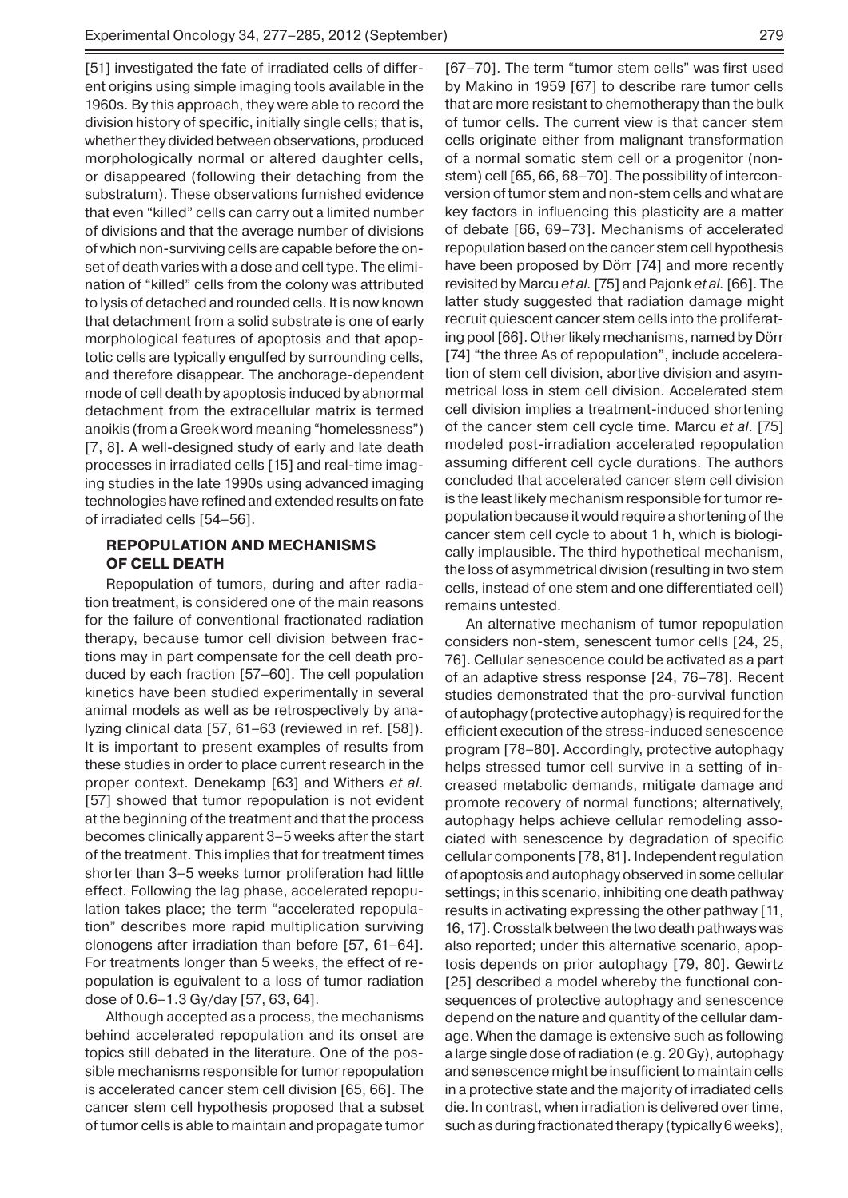[51] investigated the fate of irradiated cells of different origins using simple imaging tools available in the 1960s. By this approach, they were able to record the division history of specific, initially single cells; that is, whether they divided between observations, produced morphologically normal or altered daughter cells, or disappeared (following their detaching from the substratum). These observations furnished evidence that even "killed" cells can carry out a limited number of divisions and that the average number of divisions of which non-surviving cells are capable before the onset of death varies with a dose and cell type. The elimination of "killed" cells from the colony was attributed to lysis of detached and rounded cells. It is now known that detachment from a solid substrate is one of early morphological features of apoptosis and that apoptotic cells are typically engulfed by surrounding cells, and therefore disappear. The anchorage-dependent mode of cell death by apoptosis induced by abnormal detachment from the extracellular matrix is termed anoikis (from a Greek word meaning "homelessness") [7, 8]. A well-designed study of early and late death processes in irradiated cells [15] and real-time imaging studies in the late 1990s using advanced imaging technologies have refined and extended results on fate of irradiated cells [54–56].

## REPOPULATION AND MECHANISMS OF CELL DEATH

Repopulation of tumors, during and after radiation treatment, is considered one of the main reasons for the failure of conventional fractionated radiation therapy, because tumor cell division between fractions may in part compensate for the cell death produced by each fraction [57–60]. The cell population kinetics have been studied experimentally in several animal models as well as be retrospectively by analyzing clinical data [57, 61–63 (reviewed in ref. [58]). It is important to present examples of results from these studies in order to place current research in the proper context. Denekamp [63] and Withers *et al.* [57] showed that tumor repopulation is not evident at the beginning of the treatment and that the process becomes clinically apparent 3–5 weeks after the start of the treatment. This implies that for treatment times shorter than 3–5 weeks tumor proliferation had little effect. Following the lag phase, accelerated repopulation takes place; the term "accelerated repopulation" describes more rapid multiplication surviving clonogens after irradiation than before [57, 61–64]. For treatments longer than 5 weeks, the effect of repopulation is eguivalent to a loss of tumor radiation dose of 0.6–1.3 Gy/day [57, 63, 64].

Although accepted as a process, the mechanisms behind accelerated repopulation and its onset are topics still debated in the literature. One of the possible mechanisms responsible for tumor repopulation is accelerated cancer stem cell division [65, 66]. The cancer stem cell hypothesis proposed that a subset of tumor cells is able to maintain and propagate tumor [67–70]. The term "tumor stem cells" was first used by Makino in 1959 [67] to describe rare tumor cells that are more resistant to chemotherapy than the bulk of tumor cells. The current view is that cancer stem cells originate either from malignant transformation of a normal somatic stem cell or a progenitor (non-stem) cell [65, 66, 68–70]. The possibility of interconversion of tumor stem and non-stem cells and what are key factors in influencing this plasticity are a matter of debate [66, 69–73]. Mechanisms of accelerated repopulation based on the cancer stem cell hypothesis have been proposed by Dörr [74] and more recently revisited by Marcu *et al.* [75] and Pajonk *et al.* [66]. The latter study suggested that radiation damage might recruit quiescent cancer stem cells into the proliferating pool [66]. Other likely mechanisms, named by Dörr [74] "the three As of repopulation", include acceleration of stem cell division, abortive division and asymmetrical loss in stem cell division. Accelerated stem cell division implies a treatment-induced shortening of the cancer stem cell cycle time. Marcu *et al.* [75] modeled post-irradiation accelerated repopulation assuming different cell cycle durations. The authors concluded that accelerated cancer stem cell division is the least likely mechanism responsible for tumor repopulation because it would require a shortening of the cancer stem cell cycle to about 1 h, which is biologically implausible. The third hypothetical mechanism, the loss of asymmetrical division (resulting in two stem cells, instead of one stem and one differentiated cell) remains untested.

An alternative mechanism of tumor repopulation considers non-stem, senescent tumor cells [24, 25, 76]. Cellular senescence could be activated as a part of an adaptive stress response [24, 76–78]. Recent studies demonstrated that the pro-survival function of autophagy (protective autophagy) is required for the efficient execution of the stress-induced senescence program [78–80]. Accordingly, protective autophagy helps stressed tumor cell survive in a setting of increased metabolic demands, mitigate damage and promote recovery of normal functions; alternatively, autophagy helps achieve cellular remodeling associated with senescence by degradation of specific cellular components [78, 81]. Independent regulation of apoptosis and autophagy observed in some cellular settings; in this scenario, inhibiting one death pathway results in activating expressing the other pathway [11, 16, 17]. Crosstalk between the two death pathways was also reported; under this alternative scenario, apoptosis depends on prior autophagy [79, 80]. Gewirtz [25] described a model whereby the functional consequences of protective autophagy and senescence depend on the nature and quantity of the cellular damage. When the damage is extensive such as following a large single dose of radiation (e.g. 20 Gy), autophagy and senescence might be insufficient to maintain cells in a protective state and the majority of irradiated cells die. In contrast, when irradiation is delivered over time, such as during fractionated therapy (typically 6 weeks),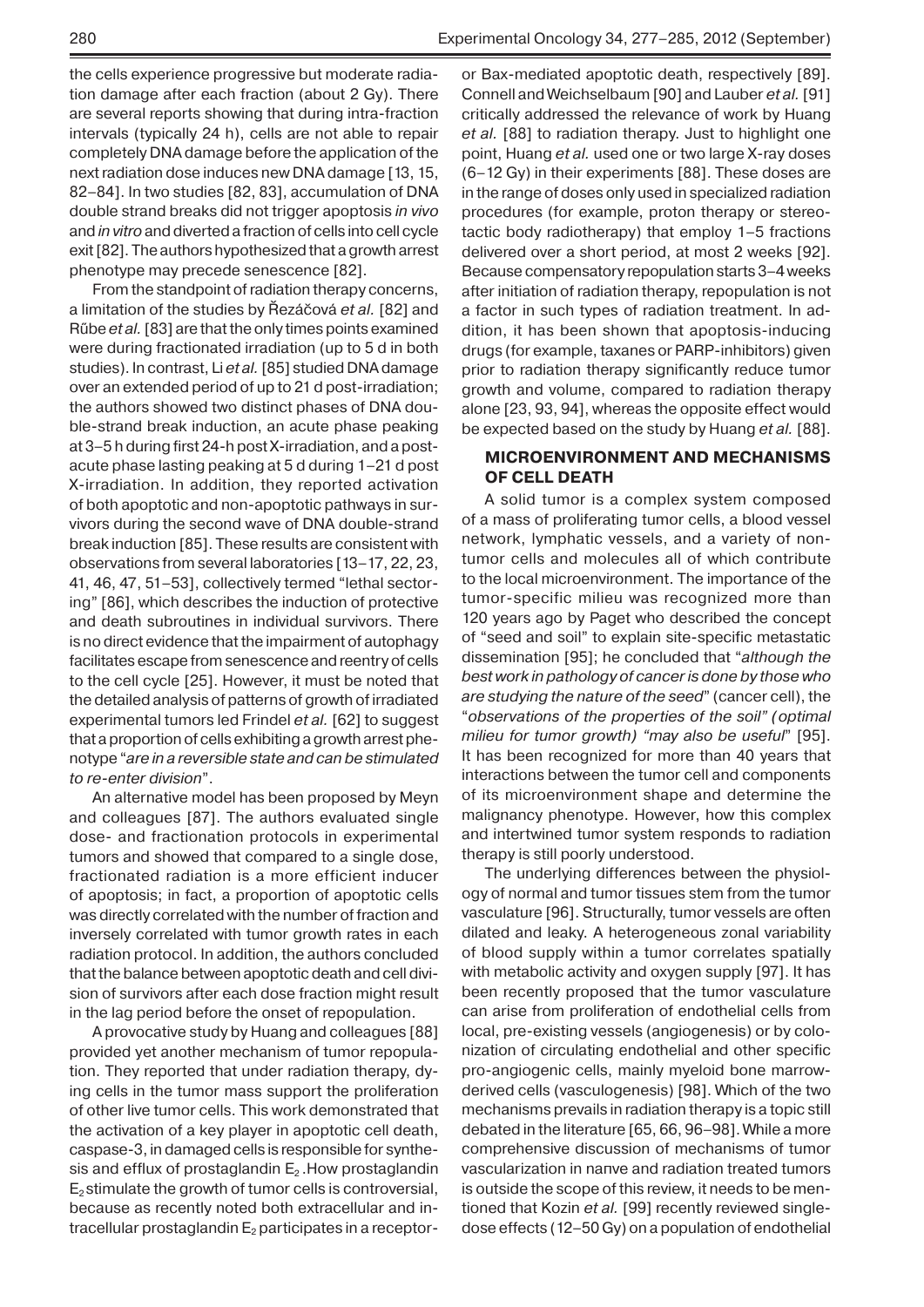the cells experience progressive but moderate radiation damage after each fraction (about 2 Gy). There are several reports showing that during intra-fraction intervals (typically 24 h), cells are not able to repair completely DNA damage before the application of the next radiation dose induces new DNA damage [13, 15, 82–84]. In two studies [82, 83], accumulation of DNA double strand breaks did not trigger apoptosis *in vivo* and *in vitro* and diverted a fraction of cells into cell cycle exit [82]. The authors hypothesized that a growth arrest phenotype may precede senescence [82].

From the standpoint of radiation therapy concerns, a limitation of the studies by Řezáčová *et al.* [82] and Růbe *et al.* [83] are that the only times points examined were during fractionated irradiation (up to 5 d in both studies). In contrast, Li *et al.* [85] studied DNA damage over an extended period of up to 21 d post-irradiation; the authors showed two distinct phases of DNA double-strand break induction, an acute phase peaking at 3–5 h during first 24-h post X-irradiation, and a post-acute phase lasting peaking at 5 d during 1–21 d post X-irradiation. In addition, they reported activation of both apoptotic and non-apoptotic pathways in survivors during the second wave of DNA double-strand break induction [85]. These results are consistent with observations from several laboratories [13–17, 22, 23, 41, 46, 47, 51–53], collectively termed "lethal sectoring" [86], which describes the induction of protective and death subroutines in individual survivors. There is no direct evidence that the impairment of autophagy facilitates escape from senescence and reentry of cells to the cell cycle [25]. However, it must be noted that the detailed analysis of patterns of growth of irradiated experimental tumors led Frindel *et al.* [62] to suggest that a proportion of cells exhibiting a growth arrest phenotype "*are in a reversible state and can be stimulated to re-enter division*".

An alternative model has been proposed by Meyn and colleagues [87]. The authors evaluated single dose- and fractionation protocols in experimental tumors and showed that compared to a single dose, fractionated radiation is a more efficient inducer of apoptosis; in fact, a proportion of apoptotic cells was directly correlated with the number of fraction and inversely correlated with tumor growth rates in each radiation protocol. In addition, the authors concluded that the balance between apoptotic death and cell division of survivors after each dose fraction might result in the lag period before the onset of repopulation.

A provocative study by Huang and colleagues [88] provided yet another mechanism of tumor repopulation. They reported that under radiation therapy, dying cells in the tumor mass support the proliferation of other live tumor cells. This work demonstrated that the activation of a key player in apoptotic cell death, caspase-3, in damaged cells is responsible for synthesis and efflux of prostaglandin $E_2$. How prostaglandin $E_2$ stimulate the growth of tumor cells is controversial, because as recently noted both extracellular and intracellular prostaglandin $E_2$ participates in a receptor- or Bax-mediated apoptotic death, respectively [89]. Connell and Weichselbaum [90] and Lauber *et al.* [91] critically addressed the relevance of work by Huang *et al.* [88] to radiation therapy. Just to highlight one point, Huang *et al.* used one or two large X-ray doses (6–12 Gy) in their experiments [88]. These doses are in the range of doses only used in specialized radiation procedures (for example, proton therapy or stereotactic body radiotherapy) that employ 1–5 fractions delivered over a short period, at most 2 weeks [92]. Because compensatory repopulation starts 3–4 weeks after initiation of radiation therapy, repopulation is not a factor in such types of radiation treatment. In addition, it has been shown that apoptosis-inducing drugs (for example, taxanes or PARP-inhibitors) given prior to radiation therapy significantly reduce tumor growth and volume, compared to radiation therapy alone [23, 93, 94], whereas the opposite effect would be expected based on the study by Huang *et al.* [88].

## MICROENVIRONMENT AND MECHANISMS OF CELL DEATH

A solid tumor is a complex system composed of a mass of proliferating tumor cells, a blood vessel network, lymphatic vessels, and a variety of non-tumor cells and molecules all of which contribute to the local microenvironment. The importance of the tumor-specific milieu was recognized more than 120 years ago by Paget who described the concept of "seed and soil" to explain site-specific metastatic dissemination [95]; he concluded that "*although the best work in pathology of cancer is done by those who are studying the nature of the seed*" (cancer cell), the "*observations of the properties of the soil" (optimal milieu for tumor growth) "may also be useful*" [95]. It has been recognized for more than 40 years that interactions between the tumor cell and components of its microenvironment shape and determine the malignancy phenotype. However, how this complex and intertwined tumor system responds to radiation therapy is still poorly understood.

The underlying differences between the physiology of normal and tumor tissues stem from the tumor vasculature [96]. Structurally, tumor vessels are often dilated and leaky. A heterogeneous zonal variability of blood supply within a tumor correlates spatially with metabolic activity and oxygen supply [97]. It has been recently proposed that the tumor vasculature can arise from proliferation of endothelial cells from local, pre-existing vessels (angiogenesis) or by colonization of circulating endothelial and other specific pro-angiogenic cells, mainly myeloid bone marrow-derived cells (vasculogenesis) [98]. Which of the two mechanisms prevails in radiation therapy is a topic still debated in the literature [65, 66, 96–98]. While a more comprehensive discussion of mechanisms of tumor vascularization in nanve and radiation treated tumors is outside the scope of this review, it needs to be mentioned that Kozin *et al.* [99] recently reviewed single-dose effects (12–50 Gy) on a population of endothelial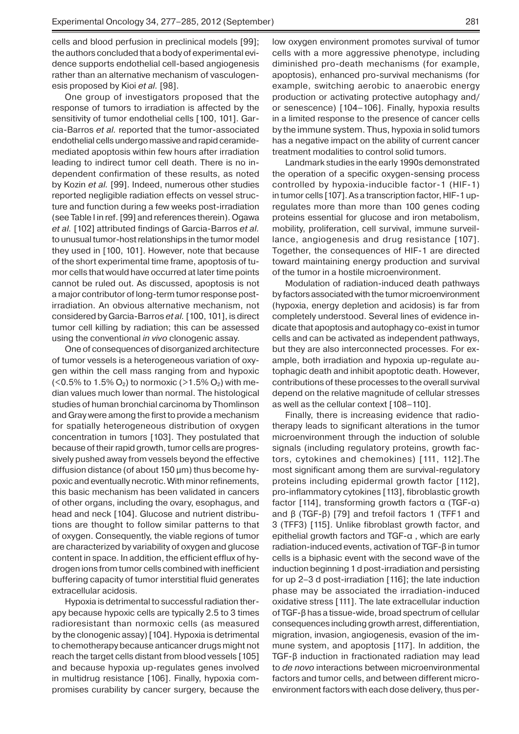cells and blood perfusion in preclinical models [99]; the authors concluded that a body of experimental evidence supports endothelial cell-based angiogenesis rather than an alternative mechanism of vasculogenesis proposed by Kioi *et al.* [98].

One group of investigators proposed that the response of tumors to irradiation is affected by the sensitivity of tumor endothelial cells [100, 101]. Garcia-Barros *et al.* reported that the tumor-associated endothelial cells undergo massive and rapid ceramide-mediated apoptosis within few hours after irradiation leading to indirect tumor cell death. There is no independent confirmation of these results, as noted by Kozin *et al.* [99]. Indeed, numerous other studies reported negligible radiation effects on vessel structure and function during a few weeks post-irradiation (see Table I in ref. [99] and references therein). Ogawa *et al.* [102] attributed findings of Garcia-Barros *et al.* to unusual tumor-host relationships in the tumor model they used in [100, 101]. However, note that because of the short experimental time frame, apoptosis of tumor cells that would have occurred at later time points cannot be ruled out. As discussed, apoptosis is not a major contributor of long-term tumor response post-irradiation. An obvious alternative mechanism, not considered by Garcia-Barros *et al.* [100, 101], is direct tumor cell killing by radiation; this can be assessed using the conventional *in vivo* clonogenic assay.

One of consequences of disorganized architecture of tumor vessels is a heterogeneous variation of oxygen within the cell mass ranging from and hypoxic (<0.5% to 1.5% $O_2$) to normoxic (>1.5% $O_2$) with median values much lower than normal. The histological studies of human bronchial carcinoma by Thomlinson and Gray were among the first to provide a mechanism for spatially heterogeneous distribution of oxygen concentration in tumors [103]. They postulated that because of their rapid growth, tumor cells are progressively pushed away from vessels beyond the effective diffusion distance (of about 150 μm) thus become hypoxic and eventually necrotic. With minor refinements, this basic mechanism has been validated in cancers of other organs, including the ovary, esophagus, and head and neck [104]. Glucose and nutrient distributions are thought to follow similar patterns to that of oxygen. Consequently, the viable regions of tumor are characterized by variability of oxygen and glucose content in space. In addition, the efficient efflux of hydrogen ions from tumor cells combined with inefficient buffering capacity of tumor interstitial fluid generates extracellular acidosis.

Hypoxia is detrimental to successful radiation therapy because hypoxic cells are typically 2.5 to 3 times radioresistant than normoxic cells (as measured by the clonogenic assay) [104]. Hypoxia is detrimental to chemotherapy because anticancer drugs might not reach the target cells distant from blood vessels [105] and because hypoxia up-regulates genes involved in multidrug resistance [106]. Finally, hypoxia compromises curability by cancer surgery, because the low oxygen environment promotes survival of tumor cells with a more aggressive phenotype, including diminished pro-death mechanisms (for example, apoptosis), enhanced pro-survival mechanisms (for example, switching aerobic to anaerobic energy production or activating protective autophagy and/or senescence) [104–106]. Finally, hypoxia results in a limited response to the presence of cancer cells by the immune system. Thus, hypoxia in solid tumors has a negative impact on the ability of current cancer treatment modalities to control solid tumors.

Landmark studies in the early 1990s demonstrated the operation of a specific oxygen-sensing process controlled by hypoxia-inducible factor-1 (HIF-1) in tumor cells [107]. As a transcription factor, HIF-1 up-regulates more than more than 100 genes coding proteins essential for glucose and iron metabolism, mobility, proliferation, cell survival, immune surveillance, angiogenesis and drug resistance [107]. Together, the consequences of HIF-1 are directed toward maintaining energy production and survival of the tumor in a hostile microenvironment.

Modulation of radiation-induced death pathways by factors associated with the tumor microenvironment (hypoxia, energy depletion and acidosis) is far from completely understood. Several lines of evidence indicate that apoptosis and autophagy co-exist in tumor cells and can be activated as independent pathways, but they are also interconnected processes. For example, both irradiation and hypoxia up-regulate autophagic death and inhibit apoptotic death. However, contributions of these processes to the overall survival depend on the relative magnitude of cellular stresses as well as the cellular context [108–110].

Finally, there is increasing evidence that radiotherapy leads to significant alterations in the tumor microenvironment through the induction of soluble signals (including regulatory proteins, growth factors, cytokines and chemokines) [111, 112]. The most significant among them are survival-regulatory proteins including epidermal growth factor [112], pro-inflammatory cytokines [113], fibroblastic growth factor [114], transforming growth factors α (TGF-α) and β (TGF-β) [79] and trefoil factors 1 (TFF1 and 3 (TFF3) [115]. Unlike fibroblast growth factor, and epithelial growth factors and TGF-α , which are early radiation-induced events, activation of TGF-β in tumor cells is a biphasic event with the second wave of the induction beginning 1 d post-irradiation and persisting for up 2–3 d post-irradiation [116]; the late induction phase may be associated the irradiation-induced oxidative stress [111]. The late extracellular induction of TGF-β has a tissue-wide, broad spectrum of cellular consequences including growth arrest, differentiation, migration, invasion, angiogenesis, evasion of the immune system, and apoptosis [117]. In addition, the TGF-β induction in fractionated radiation may lead to *de novo* interactions between microenvironmental factors and tumor cells, and between different microenvironment factors with each dose delivery, thus per-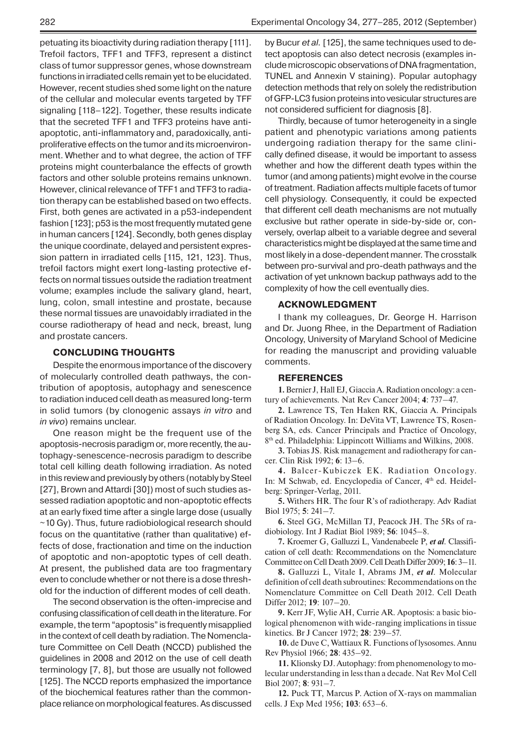petuating its bioactivity during radiation therapy [111]. Trefoil factors, TFF1 and TFF3, represent a distinct class of tumor suppressor genes, whose downstream functions in irradiated cells remain yet to be elucidated. However, recent studies shed some light on the nature of the cellular and molecular events targeted by TFF signaling [118–122]. Together, these results indicate that the secreted TFF1 and TFF3 proteins have anti-apoptotic, anti-inflammatory and, paradoxically, anti-proliferative effects on the tumor and its microenvironment. Whether and to what degree, the action of TFF proteins might counterbalance the effects of growth factors and other soluble proteins remains unknown. However, clinical relevance of TFF1 and TFF3 to radiation therapy can be established based on two effects. First, both genes are activated in a p53-independent fashion [123]; p53 is the most frequently mutated gene in human cancers [124]. Secondly, both genes display the unique coordinate, delayed and persistent expression pattern in irradiated cells [115, 121, 123]. Thus, trefoil factors might exert long-lasting protective effects on normal tissues outside the radiation treatment volume; examples include the salivary gland, heart, lung, colon, small intestine and prostate, because these normal tissues are unavoidably irradiated in the course radiotherapy of head and neck, breast, lung and prostate cancers.

## CONCLUDING THOUGHTS

Despite the enormous importance of the discovery of molecularly controlled death pathways, the contribution of apoptosis, autophagy and senescence to radiation induced cell death as measured long-term in solid tumors (by clonogenic assays *in vitro* and *in vivo*) remains unclear.

One reason might be the frequent use of the apoptosis-necrosis paradigm or, more recently, the autophagy-senescence-necrosis paradigm to describe total cell killing death following irradiation. As noted in this review and previously by others (notably by Steel [27], Brown and Attardi [30]) most of such studies assessed radiation apoptotic and non-apoptotic effects at an early fixed time after a single large dose (usually ~10 Gy). Thus, future radiobiological research should focus on the quantitative (rather than qualitative) effects of dose, fractionation and time on the induction of apoptotic and non-apoptotic types of cell death. At present, the published data are too fragmentary even to conclude whether or not there is a dose threshold for the induction of different modes of cell death.

The second observation is the often-imprecise and confusing classification of cell death in the literature. For example, the term "apoptosis" is frequently misapplied in the context of cell death by radiation. The Nomenclature Committee on Cell Death (NCCD) published the guidelines in 2008 and 2012 on the use of cell death terminology [7, 8], but those are usually not followed [125]. The NCCD reports emphasized the importance of the biochemical features rather than the commonplace reliance on morphological features. As discussed by Bucur *et al.* [125], the same techniques used to detect apoptosis can also detect necrosis (examples include microscopic observations of DNA fragmentation, TUNEL and Annexin V staining). Popular autophagy detection methods that rely on solely the redistribution of GFP-LC3 fusion proteins into vesicular structures are not considered sufficient for diagnosis [8].

Thirdly, because of tumor heterogeneity in a single patient and phenotypic variations among patients undergoing radiation therapy for the same clinically defined disease, it would be important to assess whether and how the different death types within the tumor (and among patients) might evolve in the course of treatment. Radiation affects multiple facets of tumor cell physiology. Consequently, it could be expected that different cell death mechanisms are not mutually exclusive but rather operate in side-by-side or, conversely, overlap albeit to a variable degree and several characteristics might be displayed at the same time and most likely in a dose-dependent manner. The crosstalk between pro-survival and pro-death pathways and the activation of yet unknown backup pathways add to the complexity of how the cell eventually dies.

## ACKNOWLEDGMENT

I thank my colleagues, Dr. George H. Harrison and Dr. Juong Rhee, in the Department of Radiation Oncology, University of Maryland School of Medicine for reading the manuscript and providing valuable comments.

## REFERENCES

**1.** Bernier J, Hall EJ, Giaccia A. Radiation oncology: a century of achievements. Nat Rev Cancer 2004; **4**: 737–47.

**2.** Lawrence TS, Ten Haken RK, Giaccia A. Principals of Radiation Oncology. In: DeVita VT, Lawrence TS, Rosenberg SA, eds. Cancer Principals and Practice of Oncology, 8th ed. Philadelphia: Lippincott Williams and Wilkins, 2008.

**3.** Tobias JS. Risk management and radiotherapy for cancer. Clin Risk 1992; **6**: 13–6.

**4.** Balcer-Kubiczek EK. Radiation Oncology. In: M Schwab, ed. Encyclopedia of Cancer, 4th ed. Heidelberg: Springer-Verlag, 2011.

**5.** Withers HR. The four R's of radiotherapy. Adv Radiat Biol 1975; **5**: 241–7.

**6.** Steel GG, McMillan TJ, Peacock JH. The 5Rs of radiobiology. Int J Radiat Biol 1989; **56**: 1045–8.

**7.** Kroemer G, Galluzzi L, Vandenabeele P, ***et al***. Classification of cell death: Recommendations on the Nomenclature Committee on Cell Death 2009. Cell Death Differ 2009; **16**: 3–11.

**8.** Galluzzi L, Vitale I, Abrams JM, ***et al***. Molecular definition of cell death subroutines: Recommendations on the Nomenclature Committee on Cell Death 2012. Cell Death Differ 2012; **19**: 107–20.

**9.** Kerr JF, Wylie AH, Currie AR. Apoptosis: a basic biological phenomenon with wide-ranging implications in tissue kinetics. Br J Cancer 1972; **28**: 239–57.

**10.** de Duve C, Wattiaux R. Functions of lysosomes. Annu Rev Physiol 1966; **28**: 435–92.

**11.** Klionsky DJ. Autophagy: from phenomenology to molecular understanding in less than a decade. Nat Rev Mol Cell Biol 2007; **8**: 931–7.

**12.** Puck TT, Marcus P. Action of X-rays on mammalian cells. J Exp Med 1956; **103**: 653–6.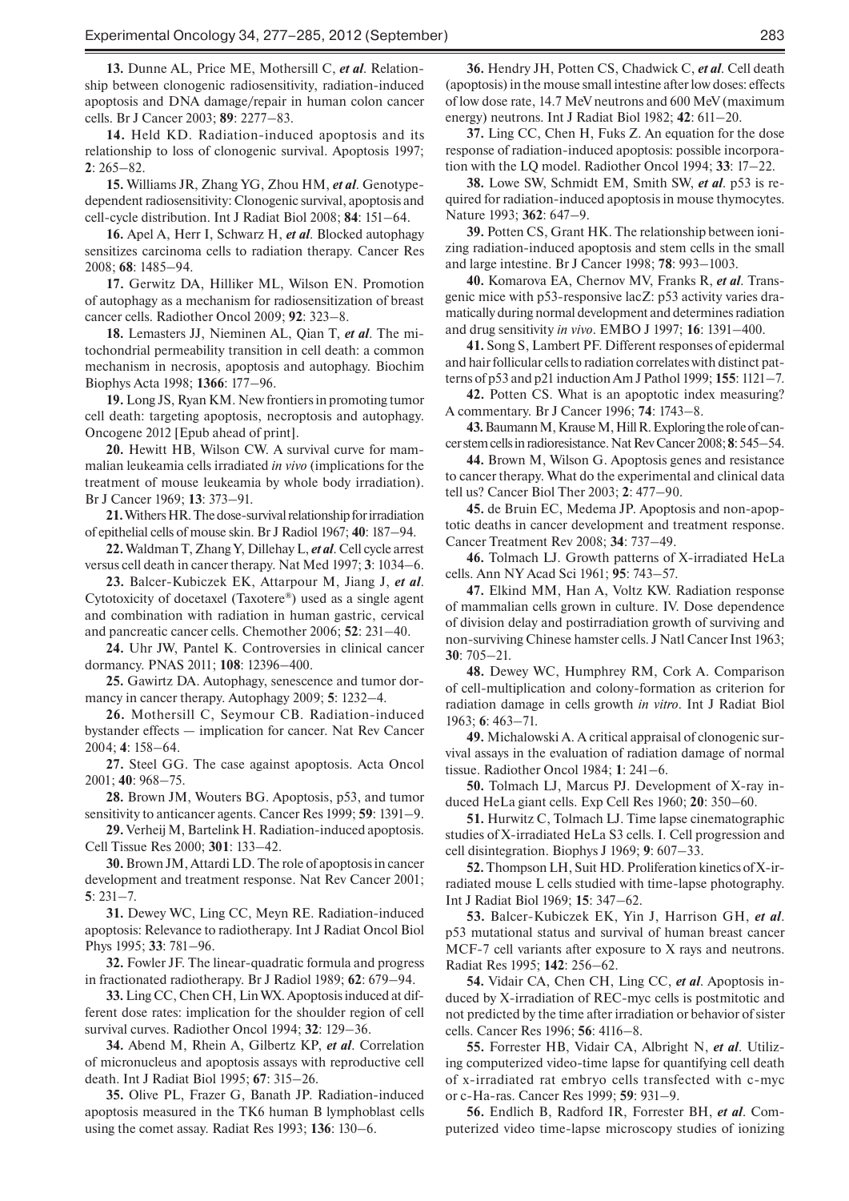**13.** Dunne AL, Price ME, Mothersill C, *et al*. Relationship between clonogenic radiosensitivity, radiation-induced apoptosis and DNA damage/repair in human colon cancer cells. Br J Cancer 2003; **89**: 2277–83.

**14.** Held KD. Radiation-induced apoptosis and its relationship to loss of clonogenic survival. Apoptosis 1997; **2**: 265–82.

**15.** Williams JR, Zhang YG, Zhou HM, *et al*. Genotype-dependent radiosensitivity: Clonogenic survival, apoptosis and cell-cycle distribution. Int J Radiat Biol 2008; **84**: 151–64.

**16.** Apel A, Herr I, Schwarz H, *et al*. Blocked autophagy sensitizes carcinoma cells to radiation therapy. Cancer Res 2008; **68**: 1485–94.

**17.** Gerwitz DA, Hilliker ML, Wilson EN. Promotion of autophagy as a mechanism for radiosensitization of breast cancer cells. Radiother Oncol 2009; **92**: 323–8.

**18.** Lemasters JJ, Nieminen AL, Qian T, *et al*. The mitochondrial permeability transition in cell death: a common mechanism in necrosis, apoptosis and autophagy. Biochim Biophys Acta 1998; **1366**: 177–96.

**19.** Long JS, Ryan KM. New frontiers in promoting tumor cell death: targeting apoptosis, necroptosis and autophagy. Oncogene 2012 [Epub ahead of print].

**20.** Hewitt HB, Wilson CW. A survival curve for mammalian leukeamia cells irradiated *in vivo* (implications for the treatment of mouse leukeamia by whole body irradiation). Br J Cancer 1969; **13**: 373–91.

**21.** Withers HR. The dose-survival relationship for irradiation of epithelial cells of mouse skin. Br J Radiol 1967; **40**: 187–94.

**22.** Waldman T, Zhang Y, Dillehay L, *et al*. Cell cycle arrest versus cell death in cancer therapy. Nat Med 1997; **3**: 1034–6.

**23.** Balcer-Kubiczek EK, Attarpour M, Jiang J, *et al*. Cytotoxicity of docetaxel (Taxotere®) used as a single agent and combination with radiation in human gastric, cervical and pancreatic cancer cells. Chemother 2006; **52**: 231–40.

**24.** Uhr JW, Pantel K. Controversies in clinical cancer dormancy. PNAS 2011; **108**: 12396–400.

**25.** Gawirtz DA. Autophagy, senescence and tumor dormancy in cancer therapy. Autophagy 2009; **5**: 1232–4.

**26.** Mothersill C, Seymour CB. Radiation-induced bystander effects — implication for cancer. Nat Rev Cancer 2004; **4**: 158–64.

**27.** Steel GG. The case against apoptosis. Acta Oncol 2001; **40**: 968–75.

**28.** Brown JM, Wouters BG. Apoptosis, p53, and tumor sensitivity to anticancer agents. Cancer Res 1999; **59**: 1391–9.

**29.** Verheij M, Bartelink H. Radiation-induced apoptosis. Cell Tissue Res 2000; **301**: 133–42.

**30.** Brown JM, Attardi LD. The role of apoptosis in cancer development and treatment response. Nat Rev Cancer 2001; **5**: 231–7.

**31.** Dewey WC, Ling CC, Meyn RE. Radiation-induced apoptosis: Relevance to radiotherapy. Int J Radiat Oncol Biol Phys 1995; **33**: 781–96.

**32.** Fowler JF. The linear-quadratic formula and progress in fractionated radiotherapy. Br J Radiol 1989; **62**: 679–94.

**33.** Ling CC, Chen CH, Lin WX. Apoptosis induced at different dose rates: implication for the shoulder region of cell survival curves. Radiother Oncol 1994; **32**: 129–36.

**34.** Abend M, Rhein A, Gilbertz KP, *et al*. Correlation of micronucleus and apoptosis assays with reproductive cell death. Int J Radiat Biol 1995; **67**: 315–26.

**35.** Olive PL, Frazer G, Banath JP. Radiation-induced apoptosis measured in the TK6 human B lymphoblast cells using the comet assay. Radiat Res 1993; **136**: 130–6.

**36.** Hendry JH, Potten CS, Chadwick C, *et al*. Cell death (apoptosis) in the mouse small intestine after low doses: effects of low dose rate, 14.7 MeV neutrons and 600 MeV (maximum energy) neutrons. Int J Radiat Biol 1982; **42**: 611–20.

**37.** Ling CC, Chen H, Fuks Z. An equation for the dose response of radiation-induced apoptosis: possible incorporation with the LQ model. Radiother Oncol 1994; **33**: 17–22.

**38.** Lowe SW, Schmidt EM, Smith SW, *et al*. p53 is required for radiation-induced apoptosis in mouse thymocytes. Nature 1993; **362**: 647–9.

**39.** Potten CS, Grant HK. The relationship between ionizing radiation-induced apoptosis and stem cells in the small and large intestine. Br J Cancer 1998; **78**: 993–1003.

**40.** Komarova EA, Chernov MV, Franks R, *et al*. Transgenic mice with p53-responsive lacZ: p53 activity varies dramatically during normal development and determines radiation and drug sensitivity *in vivo*. EMBO J 1997; **16**: 1391–400.

**41.** Song S, Lambert PF. Different responses of epidermal and hair follicular cells to radiation correlates with distinct patterns of p53 and p21 induction Am J Pathol 1999; **155**: 1121–7.

**42.** Potten CS. What is an apoptotic index measuring? A commentary. Br J Cancer 1996; **74**: 1743–8.

**43.** Baumann M, Krause M, Hill R. Exploring the role of cancer stem cells in radioresistance. Nat Rev Cancer 2008; **8**: 545–54.

**44.** Brown M, Wilson G. Apoptosis genes and resistance to cancer therapy. What do the experimental and clinical data tell us? Cancer Biol Ther 2003; **2**: 477–90.

**45.** de Bruin EC, Medema JP. Apoptosis and non-apoptotic deaths in cancer development and treatment response. Cancer Treatment Rev 2008; **34**: 737–49.

**46.** Tolmach LJ. Growth patterns of X-irradiated HeLa cells. Ann NY Acad Sci 1961; **95**: 743–57.

**47.** Elkind MM, Han A, Voltz KW. Radiation response of mammalian cells grown in culture. IV. Dose dependence of division delay and postirradiation growth of surviving and non-surviving Chinese hamster cells. J Natl Cancer Inst 1963; **30**: 705–21.

**48.** Dewey WC, Humphrey RM, Cork A. Comparison of cell-multiplication and colony-formation as criterion for radiation damage in cells growth *in vitro*. Int J Radiat Biol 1963; **6**: 463–71.

**49.** Michalowski A. A critical appraisal of clonogenic survival assays in the evaluation of radiation damage of normal tissue. Radiother Oncol 1984; **1**: 241–6.

**50.** Tolmach LJ, Marcus PJ. Development of X-ray induced HeLa giant cells. Exp Cell Res 1960; **20**: 350–60.

**51.** Hurwitz C, Tolmach LJ. Time lapse cinematographic studies of X-irradiated HeLa S3 cells. I. Cell progression and cell disintegration. Biophys J 1969; **9**: 607–33.

**52.** Thompson LH, Suit HD. Proliferation kinetics of X-irradiated mouse L cells studied with time-lapse photography. Int J Radiat Biol 1969; **15**: 347–62.

**53.** Balcer-Kubiczek EK, Yin J, Harrison GH, *et al*. p53 mutational status and survival of human breast cancer MCF-7 cell variants after exposure to X rays and neutrons. Radiat Res 1995; **142**: 256–62.

**54.** Vidair CA, Chen CH, Ling CC, *et al*. Apoptosis induced by X-irradiation of REC-myc cells is postmitotic and not predicted by the time after irradiation or behavior of sister cells. Cancer Res 1996; **56**: 4116–8.

**55.** Forrester HB, Vidair CA, Albright N, *et al*. Utilizing computerized video-time lapse for quantifying cell death of x-irradiated rat embryo cells transfected with c-myc or c-Ha-ras. Cancer Res 1999; **59**: 931–9.

**56.** Endlich B, Radford IR, Forrester BH, *et al*. Computerized video time-lapse microscopy studies of ionizing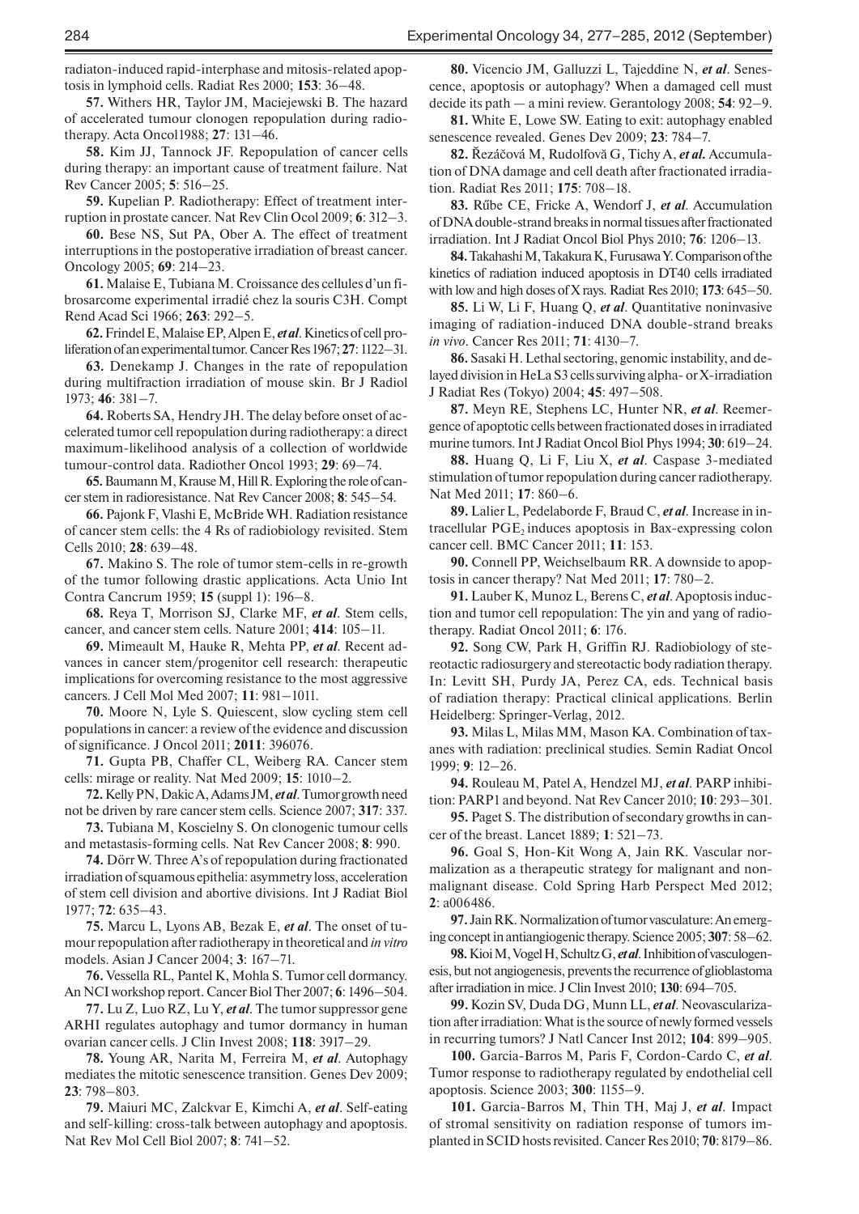radiaton-induced rapid-interphase and mitosis-related apoptosis in lymphoid cells. Radiat Res 2000; **153**: 36–48.

**57.** Withers HR, Taylor JM, Maciejewski B. The hazard of accelerated tumour clonogen repopulation during radiotherapy. Acta Oncol1988; **27**: 131–46.

**58.** Kim JJ, Tannock JF. Repopulation of cancer cells during therapy: an important cause of treatment failure. Nat Rev Cancer 2005; **5**: 516–25.

**59.** Kupelian P. Radiotherapy: Effect of treatment interruption in prostate cancer. Nat Rev Clin Ocol 2009; **6**: 312–3.

**60.** Bese NS, Sut PA, Ober A. The effect of treatment interruptions in the postoperative irradiation of breast cancer. Oncology 2005; **69**: 214–23.

**61.** Malaise E, Tubiana M. Croissance des cellules d'un fibrosarcome experimental irradié chez la souris C3H. Compt Rend Acad Sci 1966; **263**: 292–5.

**62.** Frindel E, Malaise EP, Alpen E, *et al*. Kinetics of cell proliferation of an experimental tumor. Cancer Res 1967; **27**: 1122–31.

**63.** Denekamp J. Changes in the rate of repopulation during multifraction irradiation of mouse skin. Br J Radiol 1973; **46**: 381–7.

**64.** Roberts SA, Hendry JH. The delay before onset of accelerated tumor cell repopulation during radiotherapy: a direct maximum-likelihood analysis of a collection of worldwide tumour-control data. Radiother Oncol 1993; **29**: 69–74.

**65.** Baumann M, Krause M, Hill R. Exploring the role of cancer stem in radioresistance. Nat Rev Cancer 2008; **8**: 545–54.

**66.** Pajonk F, Vlashi E, McBride WH. Radiation resistance of cancer stem cells: the 4 Rs of radiobiology revisited. Stem Cells 2010; **28**: 639–48.

**67.** Makino S. The role of tumor stem-cells in re-growth of the tumor following drastic applications. Acta Unio Int Contra Cancrum 1959; **15** (suppl 1): 196–8.

**68.** Reya T, Morrison SJ, Clarke MF, *et al*. Stem cells, cancer, and cancer stem cells. Nature 2001; **414**: 105–11.

**69.** Mimeault M, Hauke R, Mehta PP, *et al*. Recent advances in cancer stem/progenitor cell research: therapeutic implications for overcoming resistance to the most aggressive cancers. J Cell Mol Med 2007; **11**: 981–1011.

**70.** Moore N, Lyle S. Quiescent, slow cycling stem cell populations in cancer: a review of the evidence and discussion of significance. J Oncol 2011; **2011**: 396076.

**71.** Gupta PB, Chaffer CL, Weiberg RA. Cancer stem cells: mirage or reality. Nat Med 2009; **15**: 1010–2.

**72.** Kelly PN, Dakic A, Adams JM, *et al*. Tumor growth need not be driven by rare cancer stem cells. Science 2007; **317**: 337.

**73.** Tubiana M, Koscielny S. On clonogenic tumour cells and metastasis-forming cells. Nat Rev Cancer 2008; **8**: 990.

**74.** Dörr W. Three A's of repopulation during fractionated irradiation of squamous epithelia: asymmetry loss, acceleration of stem cell division and abortive divisions. Int J Radiat Biol 1977; **72**: 635–43.

**75.** Marcu L, Lyons AB, Bezak E, *et al*. The onset of tumour repopulation after radiotherapy in theoretical and *in vitro* models. Asian J Cancer 2004; **3**: 167–71.

**76.** Vessella RL, Pantel K, Mohla S. Tumor cell dormancy. An NCI workshop report. Cancer Biol Ther 2007; **6**: 1496–504.

**77.** Lu Z, Luo RZ, Lu Y, *et al*. The tumor suppressor gene ARHI regulates autophagy and tumor dormancy in human ovarian cancer cells. J Clin Invest 2008; **118**: 3917–29.

**78.** Young AR, Narita M, Ferreira M, *et al*. Autophagy mediates the mitotic senescence transition. Genes Dev 2009; **23**: 798–803.

**79.** Maiuri MC, Zalckvar E, Kimchi A, *et al*. Self-eating and self-killing: cross-talk between autophagy and apoptosis. Nat Rev Mol Cell Biol 2007; **8**: 741–52.

**80.** Vicencio JM, Galluzzi L, Tajeddine N, *et al*. Senescence, apoptosis or autophagy? When a damaged cell must decide its path — a mini review. Gerantology 2008; **54**: 92–9.

**81.** White E, Lowe SW. Eating to exit: autophagy enabled senescence revealed. Genes Dev 2009; **23**: 784–7.

**82.** Řezáčová M, Rudolfová G, Tichy A, *et al.* Accumulation of DNA damage and cell death after fractionated irradiation. Radiat Res 2011; **175**: 708–18.

**83.** Rűbe CE, Fricke A, Wendorf J, *et al*. Accumulation of DNA double-strand breaks in normal tissues after fractionated irradiation. Int J Radiat Oncol Biol Phys 2010; **76**: 1206–13.

**84.** Takahashi M, Takakura K, Furusawa Y. Comparison of the kinetics of radiation induced apoptosis in DT40 cells irradiated with low and high doses of X rays. Radiat Res 2010; **173**: 645–50.

**85.** Li W, Li F, Huang Q, *et al*. Quantitative noninvasive imaging of radiation-induced DNA double-strand breaks *in vivo*. Cancer Res 2011; **71**: 4130–7.

**86.** Sasaki H. Lethal sectoring, genomic instability, and delayed division in HeLa S3 cells surviving alpha- or X-irradiation J Radiat Res (Tokyo) 2004; **45**: 497–508.

**87.** Meyn RE, Stephens LC, Hunter NR, *et al*. Reemergence of apoptotic cells between fractionated doses in irradiated murine tumors. Int J Radiat Oncol Biol Phys 1994; **30**: 619–24.

**88.** Huang Q, Li F, Liu X, *et al*. Caspase 3-mediated stimulation of tumor repopulation during cancer radiotherapy. Nat Med 2011; **17**: 860–6.

**89.** Lalier L, Pedelaborde F, Braud C, *et al*. Increase in intracellular $PGE_2$ induces apoptosis in Bax-expressing colon cancer cell. BMC Cancer 2011; **11**: 153.

**90.** Connell PP, Weichselbaum RR. A downside to apoptosis in cancer therapy? Nat Med 2011; **17**: 780–2.

**91.** Lauber K, Munoz L, Berens C, *et al*. Apoptosis induction and tumor cell repopulation: The yin and yang of radiotherapy. Radiat Oncol 2011; **6**: 176.

**92.** Song CW, Park H, Griffin RJ. Radiobiology of stereotactic radiosurgery and stereotactic body radiation therapy. In: Levitt SH, Purdy JA, Perez CA, eds. Technical basis of radiation therapy: Practical clinical applications. Berlin Heidelberg: Springer-Verlag, 2012.

**93.** Milas L, Milas MM, Mason KA. Combination of taxanes with radiation: preclinical studies. Semin Radiat Oncol 1999; **9**: 12–26.

**94.** Rouleau M, Patel A, Hendzel MJ, *et al*. PARP inhibition: PARP1 and beyond. Nat Rev Cancer 2010; **10**: 293–301.

**95.** Paget S. The distribution of secondary growths in cancer of the breast. Lancet 1889; **1**: 521–73.

**96.** Goal S, Hon-Kit Wong A, Jain RK. Vascular normalization as a therapeutic strategy for malignant and nonmalignant disease. Cold Spring Harb Perspect Med 2012; **2**: a006486.

**97.** Jain RK. Normalization of tumor vasculature: An emerging concept in antiangiogenic therapy. Science 2005; **307**: 58–62.

**98.** Kioi M, Vogel H, Schultz G, *et al*. Inhibition of vasculogenesis, but not angiogenesis, prevents the recurrence of glioblastoma after irradiation in mice. J Clin Invest 2010; **130**: 694–705.

**99.** Kozin SV, Duda DG, Munn LL, *et al*. Neovascularization after irradiation: What is the source of newly formed vessels in recurring tumors? J Natl Cancer Inst 2012; **104**: 899–905.

**100.** Garcia-Barros M, Paris F, Cordon-Cardo C, *et al*. Tumor response to radiotherapy regulated by endothelial cell apoptosis. Science 2003; **300**: 1155–9.

**101.** Garcia-Barros M, Thin TH, Maj J, *et al*. Impact of stromal sensitivity on radiation response of tumors implanted in SCID hosts revisited. Cancer Res 2010; **70**: 8179–86.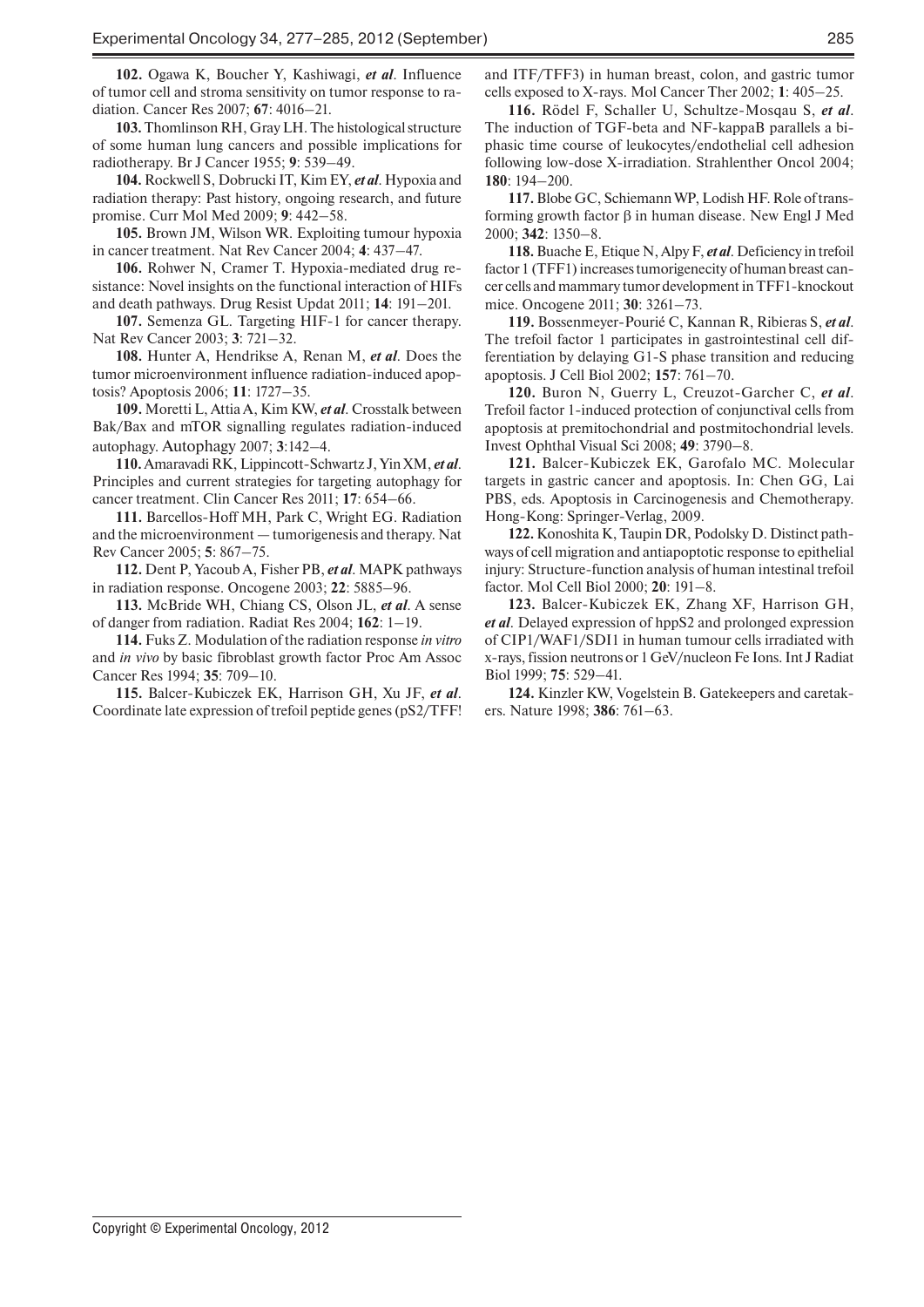**102.** Ogawa K, Boucher Y, Kashiwagi, *et al*. Influence of tumor cell and stroma sensitivity on tumor response to radiation. Cancer Res 2007; **67**: 4016–21.

**103.** Thomlinson RH, Gray LH. The histological structure of some human lung cancers and possible implications for radiotherapy. Br J Cancer 1955; **9**: 539–49.

**104.** Rockwell S, Dobrucki IT, Kim EY, *et al*. Hypoxia and radiation therapy: Past history, ongoing research, and future promise. Curr Mol Med 2009; **9**: 442–58.

**105.** Brown JM, Wilson WR. Exploiting tumour hypoxia in cancer treatment. Nat Rev Cancer 2004; **4**: 437–47.

**106.** Rohwer N, Cramer T. Hypoxia-mediated drug resistance: Novel insights on the functional interaction of HIFs and death pathways. Drug Resist Updat 2011; **14**: 191–201.

**107.** Semenza GL. Targeting HIF-1 for cancer therapy. Nat Rev Cancer 2003; **3**: 721–32.

**108.** Hunter A, Hendrikse A, Renan M, *et al*. Does the tumor microenvironment influence radiation-induced apoptosis? Apoptosis 2006; **11**: 1727–35.

**109.** Moretti L, Attia A, Kim KW, *et al*. Crosstalk between Bak/Bax and mTOR signalling regulates radiation-induced autophagy. Autophagy 2007; **3**:142–4.

**110.** Amaravadi RK, Lippincott-Schwartz J, Yin XM, *et al*. Principles and current strategies for targeting autophagy for cancer treatment. Clin Cancer Res 2011; **17**: 654–66.

**111.** Barcellos-Hoff MH, Park C, Wright EG. Radiation and the microenvironment — tumorigenesis and therapy. Nat Rev Cancer 2005; **5**: 867–75.

**112.** Dent P, Yacoub A, Fisher PB, *et al*. MAPK pathways in radiation response. Oncogene 2003; **22**: 5885–96.

**113.** McBride WH, Chiang CS, Olson JL, *et al*. A sense of danger from radiation. Radiat Res 2004; **162**: 1–19.

**114.** Fuks Z. Modulation of the radiation response *in vitro* and *in vivo* by basic fibroblast growth factor Proc Am Assoc Cancer Res 1994; **35**: 709–10.

**115.** Balcer-Kubiczek EK, Harrison GH, Xu JF, *et al*. Coordinate late expression of trefoil peptide genes (pS2/TFF! and ITF/TFF3) in human breast, colon, and gastric tumor cells exposed to X-rays. Mol Cancer Ther 2002; **1**: 405–25.

**116.** Rödel F, Schaller U, Schultze-Mosqau S, *et al*. The induction of TGF-beta and NF-kappaB parallels a biphasic time course of leukocytes/endothelial cell adhesion following low-dose X-irradiation. Strahlenther Oncol 2004; **180**: 194–200.

**117.** Blobe GC, Schiemann WP, Lodish HF. Role of transforming growth factor β in human disease. New Engl J Med 2000; **342**: 1350–8.

**118.** Buache E, Etique N, Alpy F, *et al*. Deficiency in trefoil factor 1 (TFF1) increases tumorigenecity of human breast cancer cells and mammary tumor development in TFF1-knockout mice. Oncogene 2011; **30**: 3261–73.

**119.** Bossenmeyer-Pourié C, Kannan R, Ribieras S, *et al*. The trefoil factor 1 participates in gastrointestinal cell differentiation by delaying G1-S phase transition and reducing apoptosis. J Cell Biol 2002; **157**: 761–70.

**120.** Buron N, Guerry L, Creuzot-Garcher C, *et al*. Trefoil factor 1-induced protection of conjunctival cells from apoptosis at premitochondrial and postmitochondrial levels. Invest Ophthal Visual Sci 2008; **49**: 3790–8.

**121.** Balcer-Kubiczek EK, Garofalo MC. Molecular targets in gastric cancer and apoptosis. In: Chen GG, Lai PBS, eds. Apoptosis in Carcinogenesis and Chemotherapy. Hong-Kong: Springer-Verlag, 2009.

**122.** Konoshita K, Taupin DR, Podolsky D. Distinct pathways of cell migration and antiapoptotic response to epithelial injury: Structure-function analysis of human intestinal trefoil factor. Mol Cell Biol 2000; **20**: 191–8.

**123.** Balcer-Kubiczek EK, Zhang XF, Harrison GH, *et al*. Delayed expression of hppS2 and prolonged expression of CIP1/WAF1/SDI1 in human tumour cells irradiated with x-rays, fission neutrons or 1 GeV/nucleon Fe Ions. Int J Radiat Biol 1999; **75**: 529–41.

**124.** Kinzler KW, Vogelstein B. Gatekeepers and caretakers. Nature 1998; **386**: 761–63.

Copyright © Experimental Oncology, 2012